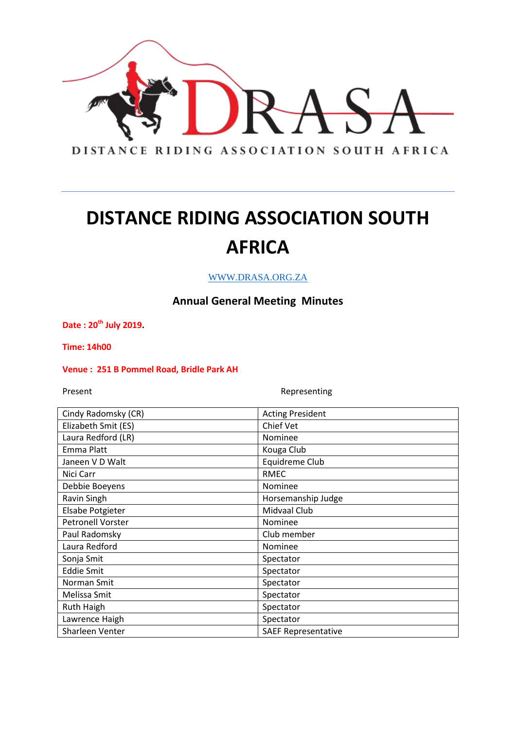DRASA

DISTANCE RIDING ASSOCIATION SOUTH AFRICA

# DISTANCE RIDING ASSOCIATION SOUTH AFRICA

WWW.DRASA.ORG.ZA

## Annual General Meeting Minutes

**Date : 20th July 2019.**

**Time: 14h00**

**Venue : 251 B Pommel Road, Bridle Park AH**

| Present | Representing |
|---|---|
| Cindy Radomsky (CR) | Acting President |
| Elizabeth Smit (ES) | Chief Vet |
| Laura Redford (LR) | Nominee |
| Emma Platt | Kouga Club |
| Janeen V D Walt | Equidreme Club |
| Nici Carr | RMEC |
| Debbie Boeyens | Nominee |
| Ravin Singh | Horsemanship Judge |
| Elsabe Potgieter | Midvaal Club |
| Petronell Vorster | Nominee |
| Paul Radomsky | Club member |
| Laura Redford | Nominee |
| Sonja Smit | Spectator |
| Eddie Smit | Spectator |
| Norman Smit | Spectator |
| Melissa Smit | Spectator |
| Ruth Haigh | Spectator |
| Lawrence Haigh | Spectator |
| Sharleen Venter | SAEF Representative |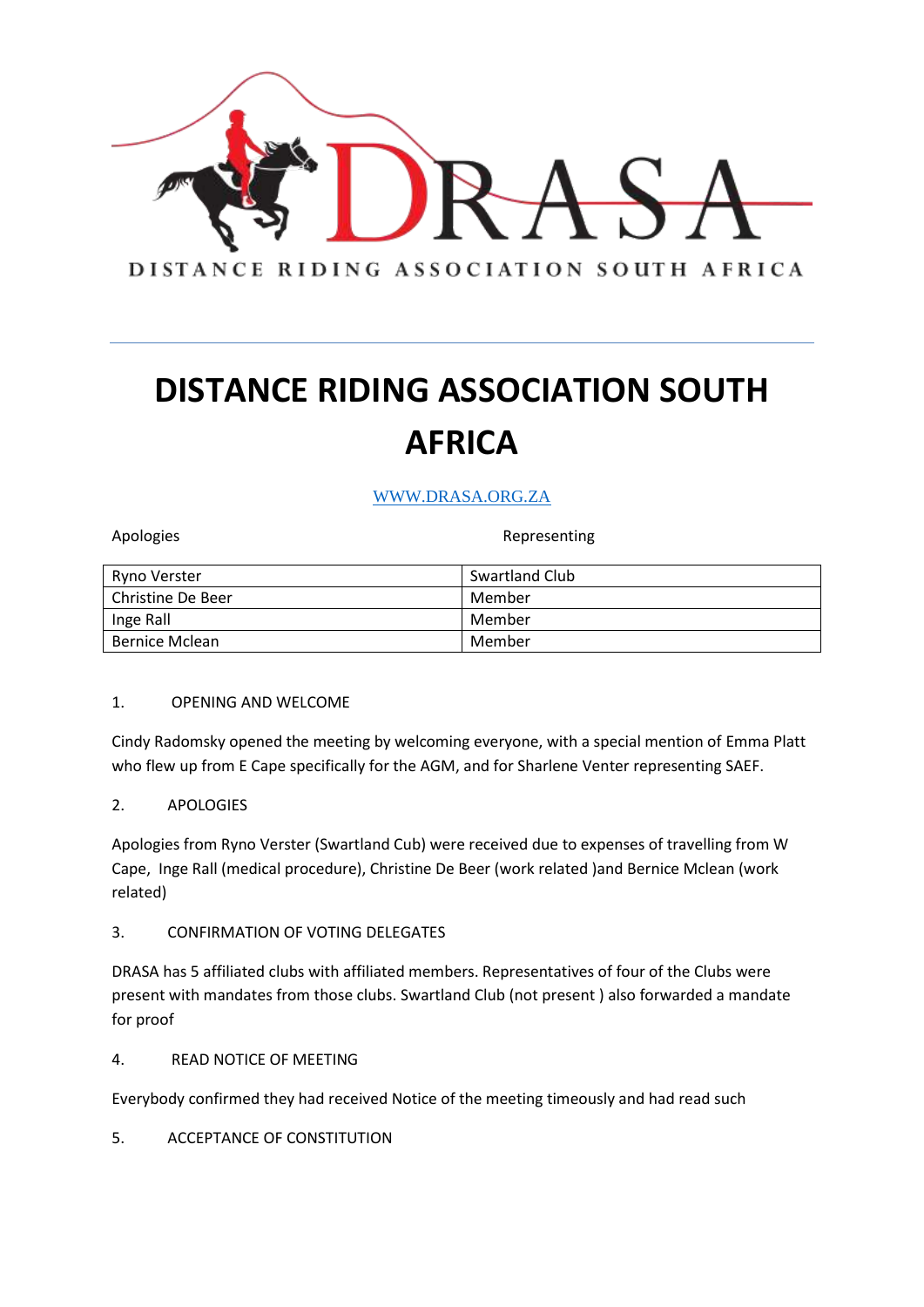DISTANCE RIDING ASSOCIATION SOUTH AFRICA

# DISTANCE RIDING ASSOCIATION SOUTH AFRICA

[WWW.DRASA.ORG.ZA](http://WWW.DRASA.ORG.ZA)

| Apologies | Representing |
|---|---|
| Ryno Verster | Swartland Club |
| Christine De Beer | Member |
| Inge Rall | Member |
| Bernice Mclean | Member |

1. OPENING AND WELCOME

Cindy Radomsky opened the meeting by welcoming everyone, with a special mention of Emma Platt who flew up from E Cape specifically for the AGM, and for Sharlene Venter representing SAEF.

2. APOLOGIES

Apologies from Ryno Verster (Swartland Cub) were received due to expenses of travelling from W Cape, Inge Rall (medical procedure), Christine De Beer (work related )and Bernice Mclean (work related)

3. CONFIRMATION OF VOTING DELEGATES

DRASA has 5 affiliated clubs with affiliated members. Representatives of four of the Clubs were present with mandates from those clubs. Swartland Club (not present ) also forwarded a mandate for proof

4. READ NOTICE OF MEETING

Everybody confirmed they had received Notice of the meeting timeously and had read such

5. ACCEPTANCE OF CONSTITUTION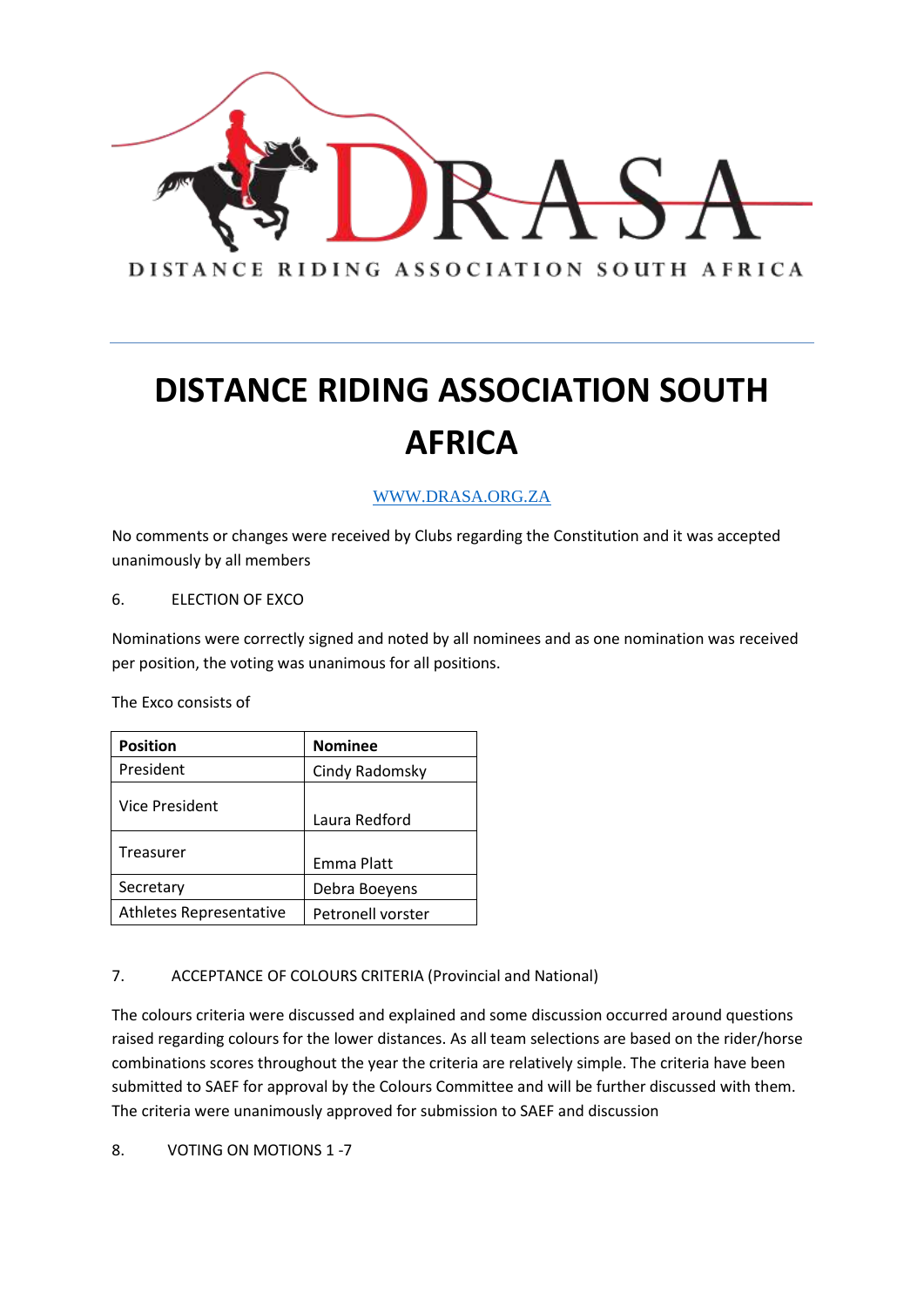# DISTANCE RIDING ASSOCIATION SOUTH AFRICA

WWW.DRASA.ORG.ZA

No comments or changes were received by Clubs regarding the Constitution and it was accepted unanimously by all members

6. ELECTION OF EXCO

Nominations were correctly signed and noted by all nominees and as one nomination was received per position, the voting was unanimous for all positions.

The Exco consists of

| Position | Nominee |
|---|---|
| President | Cindy Radomsky |
| Vice President | Laura Redford |
| Treasurer | Emma Platt |
| Secretary | Debra Boeyens |
| Athletes Representative | Petronell vorster |

7. ACCEPTANCE OF COLOURS CRITERIA (Provincial and National)

The colours criteria were discussed and explained and some discussion occurred around questions raised regarding colours for the lower distances. As all team selections are based on the rider/horse combinations scores throughout the year the criteria are relatively simple. The criteria have been submitted to SAEF for approval by the Colours Committee and will be further discussed with them. The criteria were unanimously approved for submission to SAEF and discussion

8. VOTING ON MOTIONS 1 -7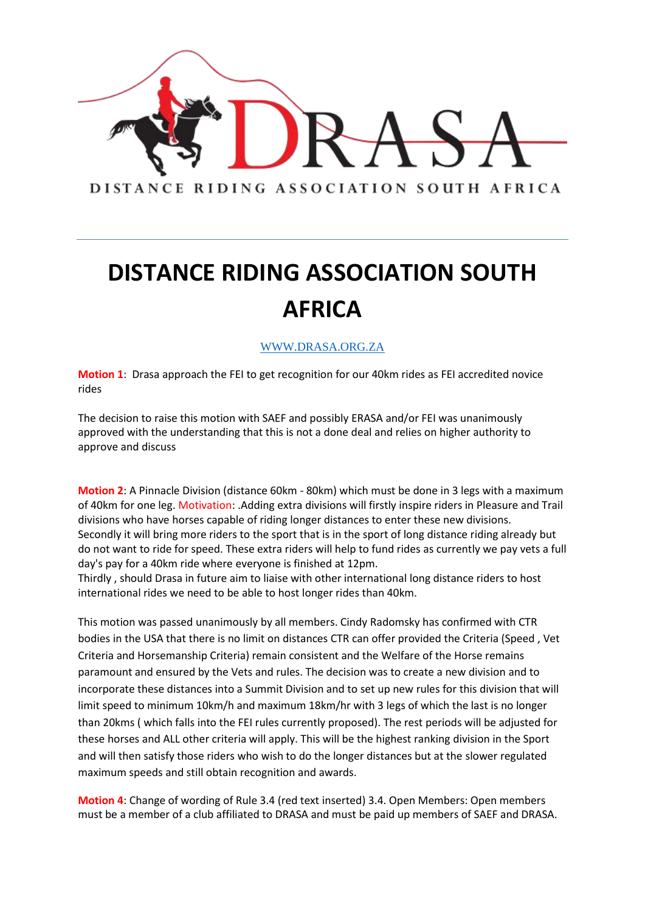DISTANCE RIDING ASSOCIATION SOUTH AFRICA

# DISTANCE RIDING ASSOCIATION SOUTH AFRICA

[WWW.DRASA.ORG.ZA](http://WWW.DRASA.ORG.ZA)

**Motion 1**: Drasa approach the FEI to get recognition for our 40km rides as FEI accredited novice rides

The decision to raise this motion with SAEF and possibly ERASA and/or FEI was unanimously approved with the understanding that this is not a done deal and relies on higher authority to approve and discuss

**Motion 2**: A Pinnacle Division (distance 60km - 80km) which must be done in 3 legs with a maximum of 40km for one leg. Motivation: .Adding extra divisions will firstly inspire riders in Pleasure and Trail divisions who have horses capable of riding longer distances to enter these new divisions. Secondly it will bring more riders to the sport that is in the sport of long distance riding already but do not want to ride for speed. These extra riders will help to fund rides as currently we pay vets a full day's pay for a 40km ride where everyone is finished at 12pm.
Thirdly , should Drasa in future aim to liaise with other international long distance riders to host international rides we need to be able to host longer rides than 40km.

This motion was passed unanimously by all members. Cindy Radomsky has confirmed with CTR bodies in the USA that there is no limit on distances CTR can offer provided the Criteria (Speed , Vet Criteria and Horsemanship Criteria) remain consistent and the Welfare of the Horse remains paramount and ensured by the Vets and rules. The decision was to create a new division and to incorporate these distances into a Summit Division and to set up new rules for this division that will limit speed to minimum 10km/h and maximum 18km/hr with 3 legs of which the last is no longer than 20kms ( which falls into the FEI rules currently proposed). The rest periods will be adjusted for these horses and ALL other criteria will apply. This will be the highest ranking division in the Sport and will then satisfy those riders who wish to do the longer distances but at the slower regulated maximum speeds and still obtain recognition and awards.

**Motion 4**: Change of wording of Rule 3.4 (red text inserted) 3.4. Open Members: Open members must be a member of a club affiliated to DRASA and must be paid up members of SAEF and DRASA.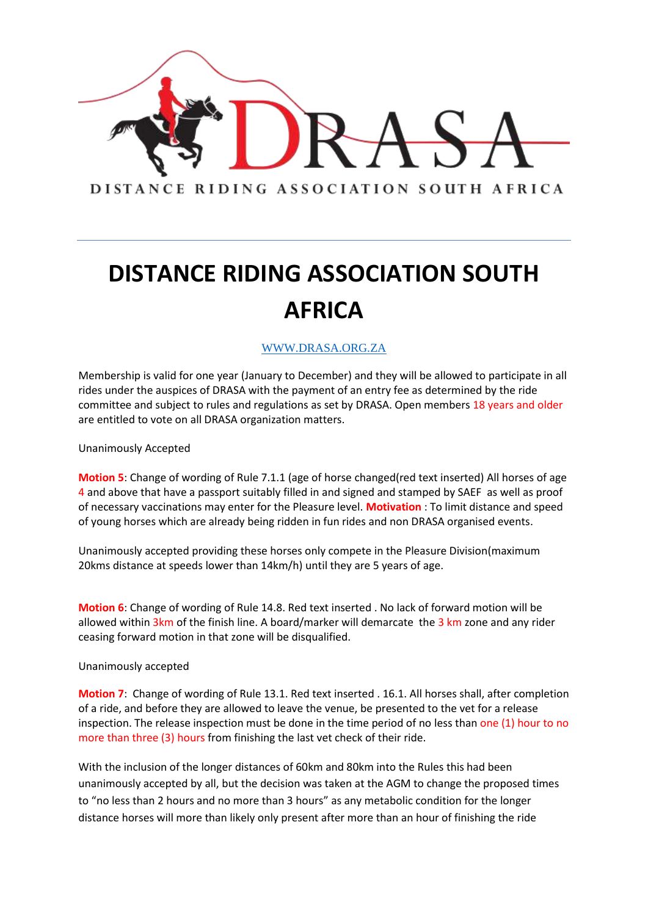DISTANCE RIDING ASSOCIATION SOUTH AFRICA

# DISTANCE RIDING ASSOCIATION SOUTH AFRICA

WWW.DRASA.ORG.ZA

Membership is valid for one year (January to December) and they will be allowed to participate in all rides under the auspices of DRASA with the payment of an entry fee as determined by the ride committee and subject to rules and regulations as set by DRASA. Open members 18 years and older are entitled to vote on all DRASA organization matters.

Unanimously Accepted

**Motion 5**: Change of wording of Rule 7.1.1 (age of horse changed(red text inserted) All horses of age 4 and above that have a passport suitably filled in and signed and stamped by SAEF as well as proof of necessary vaccinations may enter for the Pleasure level. **Motivation** : To limit distance and speed of young horses which are already being ridden in fun rides and non DRASA organised events.

Unanimously accepted providing these horses only compete in the Pleasure Division(maximum 20kms distance at speeds lower than 14km/h) until they are 5 years of age.

**Motion 6**: Change of wording of Rule 14.8. Red text inserted . No lack of forward motion will be allowed within 3km of the finish line. A board/marker will demarcate the 3 km zone and any rider ceasing forward motion in that zone will be disqualified.

Unanimously accepted

**Motion 7**: Change of wording of Rule 13.1. Red text inserted . 16.1. All horses shall, after completion of a ride, and before they are allowed to leave the venue, be presented to the vet for a release inspection. The release inspection must be done in the time period of no less than one (1) hour to no more than three (3) hours from finishing the last vet check of their ride.

With the inclusion of the longer distances of 60km and 80km into the Rules this had been unanimously accepted by all, but the decision was taken at the AGM to change the proposed times to "no less than 2 hours and no more than 3 hours" as any metabolic condition for the longer distance horses will more than likely only present after more than an hour of finishing the ride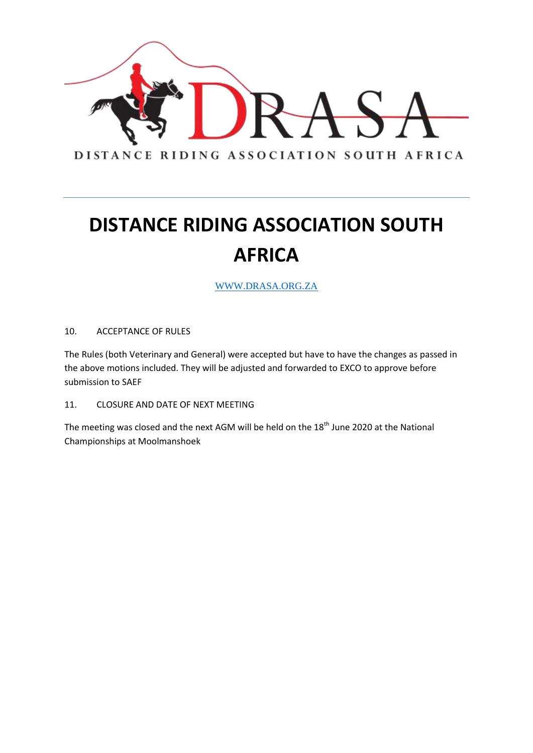DISTANCE RIDING ASSOCIATION SOUTH AFRICA

# DISTANCE RIDING ASSOCIATION SOUTH AFRICA

WWW.DRASA.ORG.ZA

10. ACCEPTANCE OF RULES

The Rules (both Veterinary and General) were accepted but have to have the changes as passed in the above motions included. They will be adjusted and forwarded to EXCO to approve before submission to SAEF

11. CLOSURE AND DATE OF NEXT MEETING

The meeting was closed and the next AGM will be held on the 18th June 2020 at the National Championships at Moolmanshoek